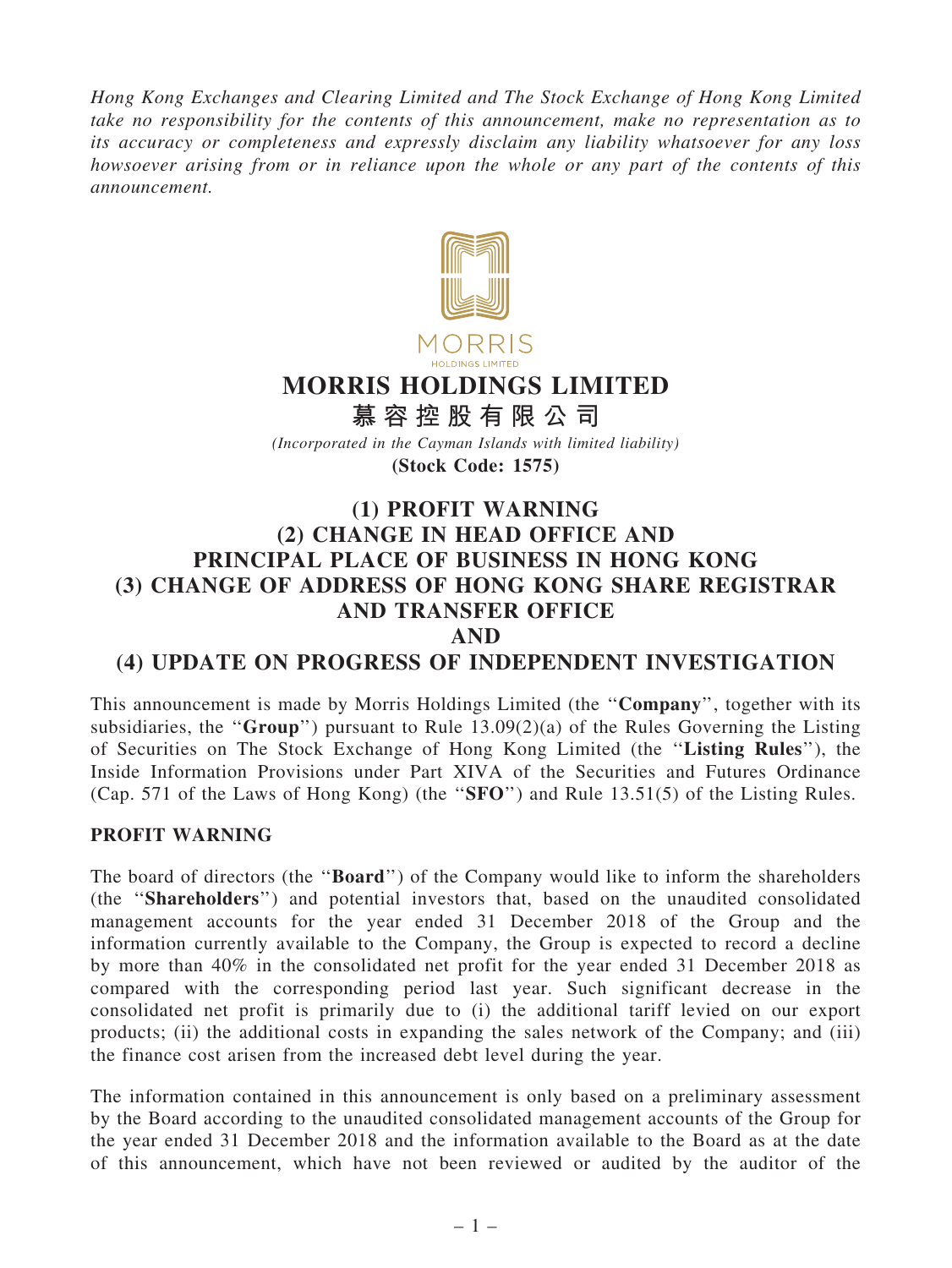*Hong Kong Exchanges and Clearing Limited and The Stock Exchange of Hong Kong Limited take no responsibility for the contents of this announcement, make no representation as to its accuracy or completeness and expressly disclaim any liability whatsoever for any loss howsoever arising from or in reliance upon the whole or any part of the contents of this announcement.*

MORRIS
HOLDINGS LIMITED

# MORRIS HOLDINGS LIMITED
# 慕容控股有限公司

*(Incorporated in the Cayman Islands with limited liability)*
**(Stock Code: 1575)**

## (1) PROFIT WARNING
## (2) CHANGE IN HEAD OFFICE AND PRINCIPAL PLACE OF BUSINESS IN HONG KONG
## (3) CHANGE OF ADDRESS OF HONG KONG SHARE REGISTRAR AND TRANSFER OFFICE
## AND
## (4) UPDATE ON PROGRESS OF INDEPENDENT INVESTIGATION

This announcement is made by Morris Holdings Limited (the "**Company**", together with its subsidiaries, the "**Group**") pursuant to Rule 13.09(2)(a) of the Rules Governing the Listing of Securities on The Stock Exchange of Hong Kong Limited (the "**Listing Rules**"), the Inside Information Provisions under Part XIVA of the Securities and Futures Ordinance (Cap. 571 of the Laws of Hong Kong) (the "**SFO**") and Rule 13.51(5) of the Listing Rules.

**PROFIT WARNING**

The board of directors (the "**Board**") of the Company would like to inform the shareholders (the "**Shareholders**") and potential investors that, based on the unaudited consolidated management accounts for the year ended 31 December 2018 of the Group and the information currently available to the Company, the Group is expected to record a decline by more than 40% in the consolidated net profit for the year ended 31 December 2018 as compared with the corresponding period last year. Such significant decrease in the consolidated net profit is primarily due to (i) the additional tariff levied on our export products; (ii) the additional costs in expanding the sales network of the Company; and (iii) the finance cost arisen from the increased debt level during the year.

The information contained in this announcement is only based on a preliminary assessment by the Board according to the unaudited consolidated management accounts of the Group for the year ended 31 December 2018 and the information available to the Board as at the date of this announcement, which have not been reviewed or audited by the auditor of the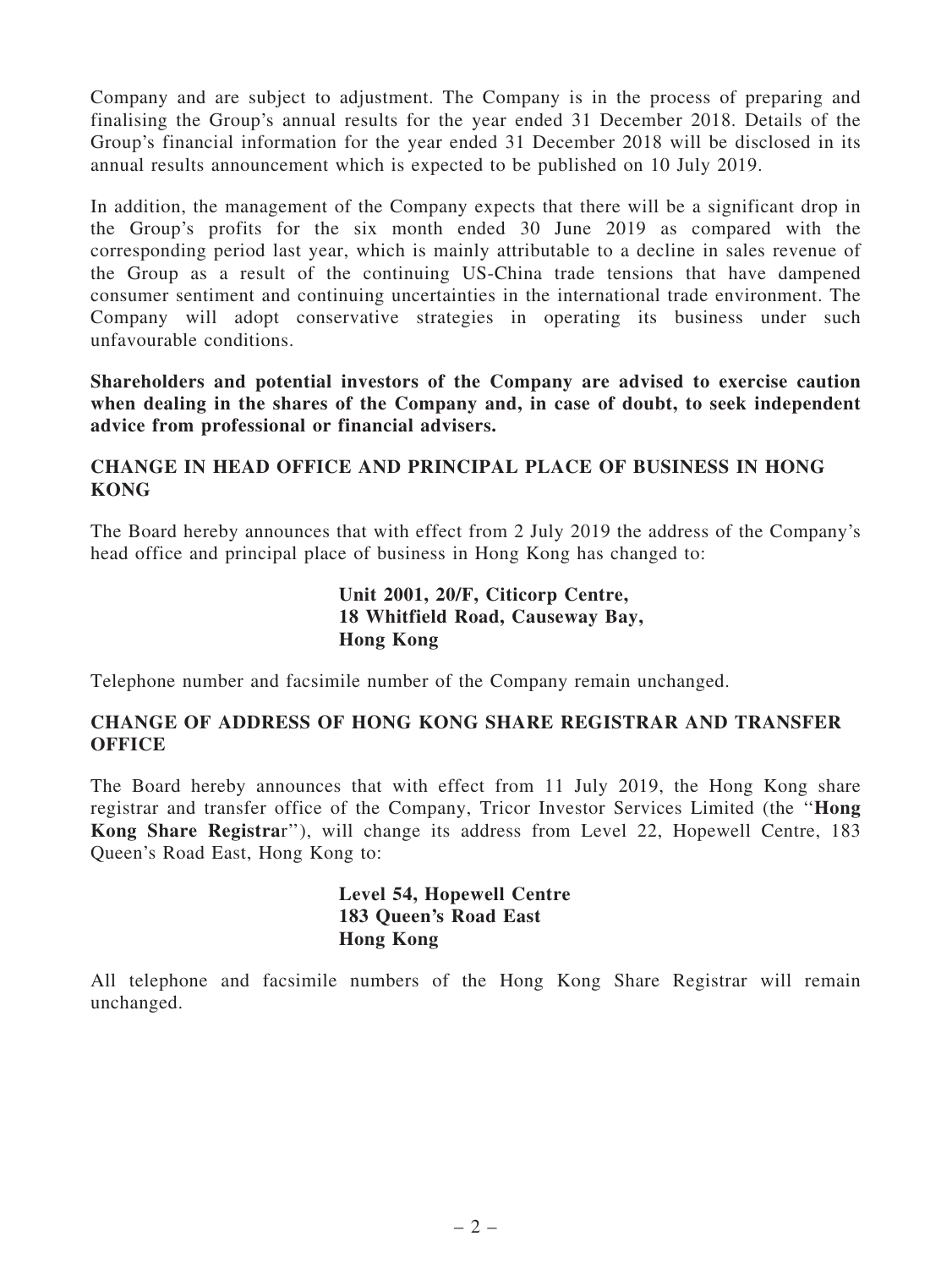Company and are subject to adjustment. The Company is in the process of preparing and finalising the Group's annual results for the year ended 31 December 2018. Details of the Group's financial information for the year ended 31 December 2018 will be disclosed in its annual results announcement which is expected to be published on 10 July 2019.

In addition, the management of the Company expects that there will be a significant drop in the Group's profits for the six month ended 30 June 2019 as compared with the corresponding period last year, which is mainly attributable to a decline in sales revenue of the Group as a result of the continuing US-China trade tensions that have dampened consumer sentiment and continuing uncertainties in the international trade environment. The Company will adopt conservative strategies in operating its business under such unfavourable conditions.

**Shareholders and potential investors of the Company are advised to exercise caution when dealing in the shares of the Company and, in case of doubt, to seek independent advice from professional or financial advisers.**

## CHANGE IN HEAD OFFICE AND PRINCIPAL PLACE OF BUSINESS IN HONG KONG

The Board hereby announces that with effect from 2 July 2019 the address of the Company's head office and principal place of business in Hong Kong has changed to:

**Unit 2001, 20/F, Citicorp Centre,**
**18 Whitfield Road, Causeway Bay,**
**Hong Kong**

Telephone number and facsimile number of the Company remain unchanged.

## CHANGE OF ADDRESS OF HONG KONG SHARE REGISTRAR AND TRANSFER OFFICE

The Board hereby announces that with effect from 11 July 2019, the Hong Kong share registrar and transfer office of the Company, Tricor Investor Services Limited (the "**Hong Kong Share Registrar**"), will change its address from Level 22, Hopewell Centre, 183 Queen's Road East, Hong Kong to:

**Level 54, Hopewell Centre**
**183 Queen's Road East**
**Hong Kong**

All telephone and facsimile numbers of the Hong Kong Share Registrar will remain unchanged.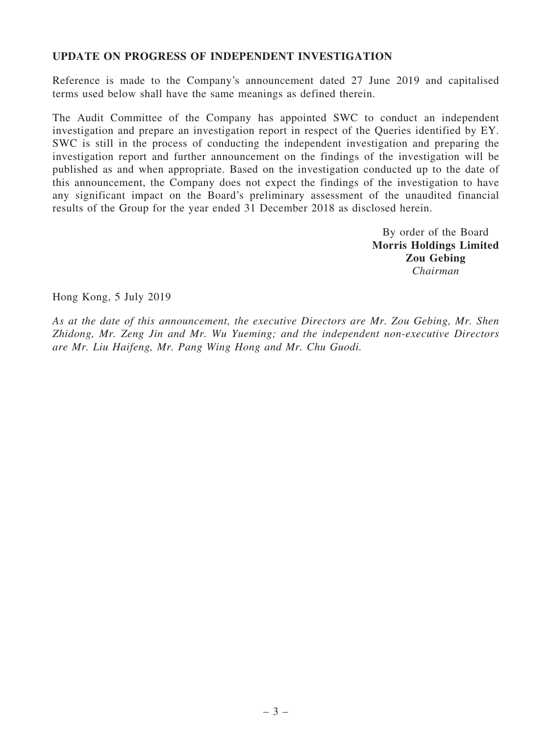**UPDATE ON PROGRESS OF INDEPENDENT INVESTIGATION**

Reference is made to the Company's announcement dated 27 June 2019 and capitalised terms used below shall have the same meanings as defined therein.

The Audit Committee of the Company has appointed SWC to conduct an independent investigation and prepare an investigation report in respect of the Queries identified by EY. SWC is still in the process of conducting the independent investigation and preparing the investigation report and further announcement on the findings of the investigation will be published as and when appropriate. Based on the investigation conducted up to the date of this announcement, the Company does not expect the findings of the investigation to have any significant impact on the Board's preliminary assessment of the unaudited financial results of the Group for the year ended 31 December 2018 as disclosed herein.

By order of the Board
**Morris Holdings Limited**
**Zou Gebing**
*Chairman*

Hong Kong, 5 July 2019

*As at the date of this announcement, the executive Directors are Mr. Zou Gebing, Mr. Shen Zhidong, Mr. Zeng Jin and Mr. Wu Yueming; and the independent non-executive Directors are Mr. Liu Haifeng, Mr. Pang Wing Hong and Mr. Chu Guodi.*